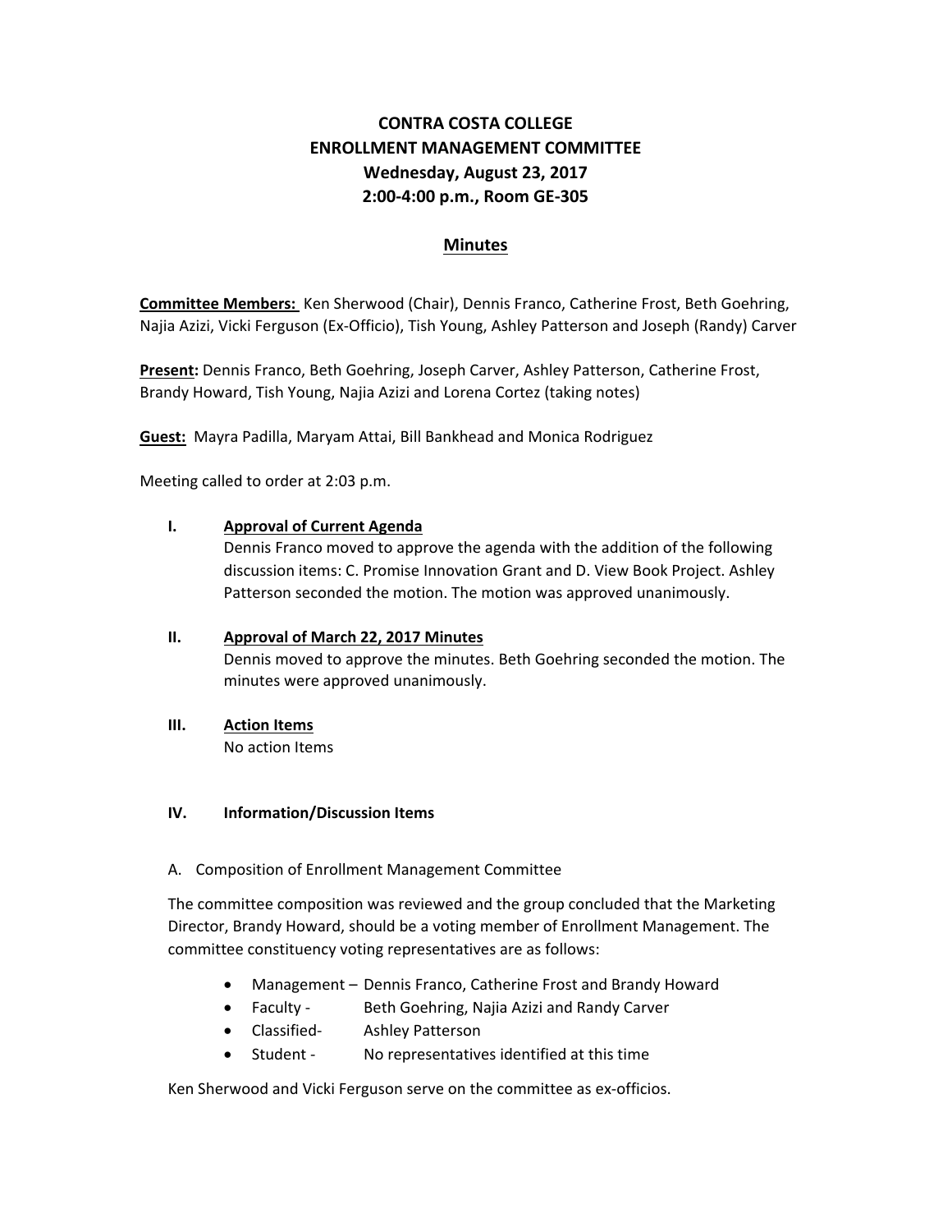# CONTRA COSTA COLLEGE
# ENROLLMENT MANAGEMENT COMMITTEE
## Wednesday, August 23, 2017
## 2:00-4:00 p.m., Room GE-305

## Minutes

**Committee Members:** Ken Sherwood (Chair), Dennis Franco, Catherine Frost, Beth Goehring, Najia Azizi, Vicki Ferguson (Ex-Officio), Tish Young, Ashley Patterson and Joseph (Randy) Carver

**Present:** Dennis Franco, Beth Goehring, Joseph Carver, Ashley Patterson, Catherine Frost, Brandy Howard, Tish Young, Najia Azizi and Lorena Cortez (taking notes)

**Guest:** Mayra Padilla, Maryam Attai, Bill Bankhead and Monica Rodriguez

Meeting called to order at 2:03 p.m.

### I. Approval of Current Agenda

Dennis Franco moved to approve the agenda with the addition of the following discussion items: C. Promise Innovation Grant and D. View Book Project. Ashley Patterson seconded the motion. The motion was approved unanimously.

### II. Approval of March 22, 2017 Minutes

Dennis moved to approve the minutes. Beth Goehring seconded the motion. The minutes were approved unanimously.

### III. Action Items

No action Items

### IV. Information/Discussion Items

A. Composition of Enrollment Management Committee

The committee composition was reviewed and the group concluded that the Marketing Director, Brandy Howard, should be a voting member of Enrollment Management. The committee constituency voting representatives are as follows:

- Management – Dennis Franco, Catherine Frost and Brandy Howard
- Faculty - Beth Goehring, Najia Azizi and Randy Carver
- Classified- Ashley Patterson
- Student - No representatives identified at this time

Ken Sherwood and Vicki Ferguson serve on the committee as ex-officios.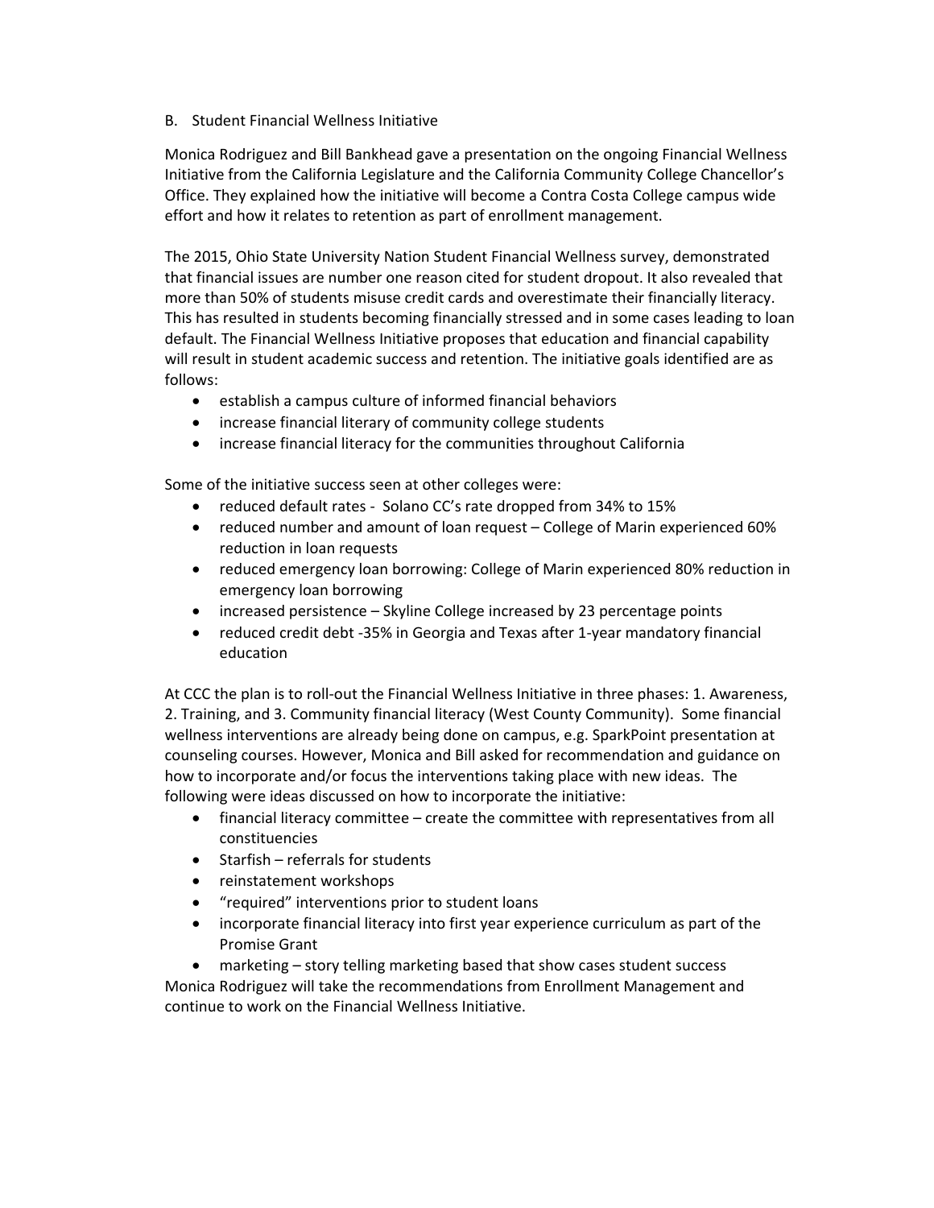B. Student Financial Wellness Initiative

Monica Rodriguez and Bill Bankhead gave a presentation on the ongoing Financial Wellness Initiative from the California Legislature and the California Community College Chancellor's Office. They explained how the initiative will become a Contra Costa College campus wide effort and how it relates to retention as part of enrollment management.

The 2015, Ohio State University Nation Student Financial Wellness survey, demonstrated that financial issues are number one reason cited for student dropout. It also revealed that more than 50% of students misuse credit cards and overestimate their financially literacy. This has resulted in students becoming financially stressed and in some cases leading to loan default. The Financial Wellness Initiative proposes that education and financial capability will result in student academic success and retention. The initiative goals identified are as follows:

- establish a campus culture of informed financial behaviors
- increase financial literary of community college students
- increase financial literacy for the communities throughout California

Some of the initiative success seen at other colleges were:

- reduced default rates - Solano CC's rate dropped from 34% to 15%
- reduced number and amount of loan request – College of Marin experienced 60% reduction in loan requests
- reduced emergency loan borrowing: College of Marin experienced 80% reduction in emergency loan borrowing
- increased persistence – Skyline College increased by 23 percentage points
- reduced credit debt -35% in Georgia and Texas after 1-year mandatory financial education

At CCC the plan is to roll-out the Financial Wellness Initiative in three phases: 1. Awareness, 2. Training, and 3. Community financial literacy (West County Community). Some financial wellness interventions are already being done on campus, e.g. SparkPoint presentation at counseling courses. However, Monica and Bill asked for recommendation and guidance on how to incorporate and/or focus the interventions taking place with new ideas. The following were ideas discussed on how to incorporate the initiative:

- financial literacy committee – create the committee with representatives from all constituencies
- Starfish – referrals for students
- reinstatement workshops
- "required" interventions prior to student loans
- incorporate financial literacy into first year experience curriculum as part of the Promise Grant
- marketing – story telling marketing based that show cases student success

Monica Rodriguez will take the recommendations from Enrollment Management and continue to work on the Financial Wellness Initiative.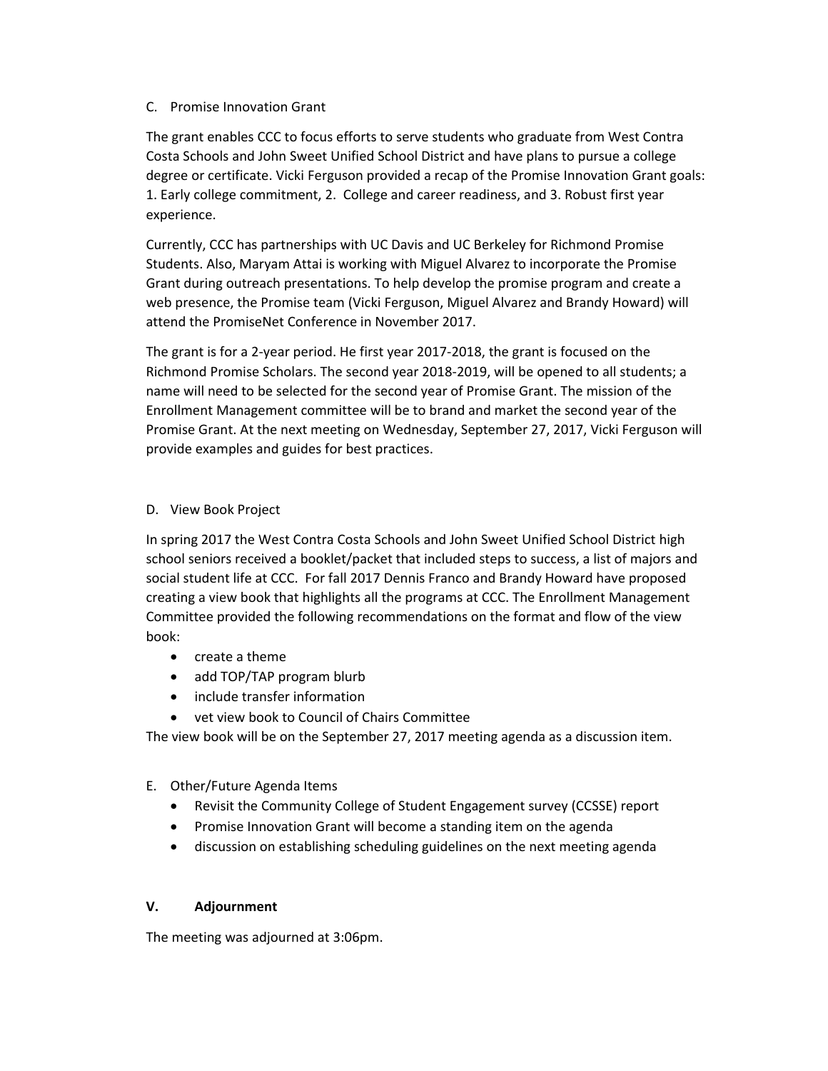C. Promise Innovation Grant

The grant enables CCC to focus efforts to serve students who graduate from West Contra Costa Schools and John Sweet Unified School District and have plans to pursue a college degree or certificate. Vicki Ferguson provided a recap of the Promise Innovation Grant goals: 1. Early college commitment, 2. College and career readiness, and 3. Robust first year experience.

Currently, CCC has partnerships with UC Davis and UC Berkeley for Richmond Promise Students. Also, Maryam Attai is working with Miguel Alvarez to incorporate the Promise Grant during outreach presentations. To help develop the promise program and create a web presence, the Promise team (Vicki Ferguson, Miguel Alvarez and Brandy Howard) will attend the PromiseNet Conference in November 2017.

The grant is for a 2-year period. He first year 2017-2018, the grant is focused on the Richmond Promise Scholars. The second year 2018-2019, will be opened to all students; a name will need to be selected for the second year of Promise Grant. The mission of the Enrollment Management committee will be to brand and market the second year of the Promise Grant. At the next meeting on Wednesday, September 27, 2017, Vicki Ferguson will provide examples and guides for best practices.

D. View Book Project

In spring 2017 the West Contra Costa Schools and John Sweet Unified School District high school seniors received a booklet/packet that included steps to success, a list of majors and social student life at CCC. For fall 2017 Dennis Franco and Brandy Howard have proposed creating a view book that highlights all the programs at CCC. The Enrollment Management Committee provided the following recommendations on the format and flow of the view book:

- create a theme
- add TOP/TAP program blurb
- include transfer information
- vet view book to Council of Chairs Committee

The view book will be on the September 27, 2017 meeting agenda as a discussion item.

E. Other/Future Agenda Items

- Revisit the Community College of Student Engagement survey (CCSSE) report
- Promise Innovation Grant will become a standing item on the agenda
- discussion on establishing scheduling guidelines on the next meeting agenda

## V. Adjournment

The meeting was adjourned at 3:06pm.